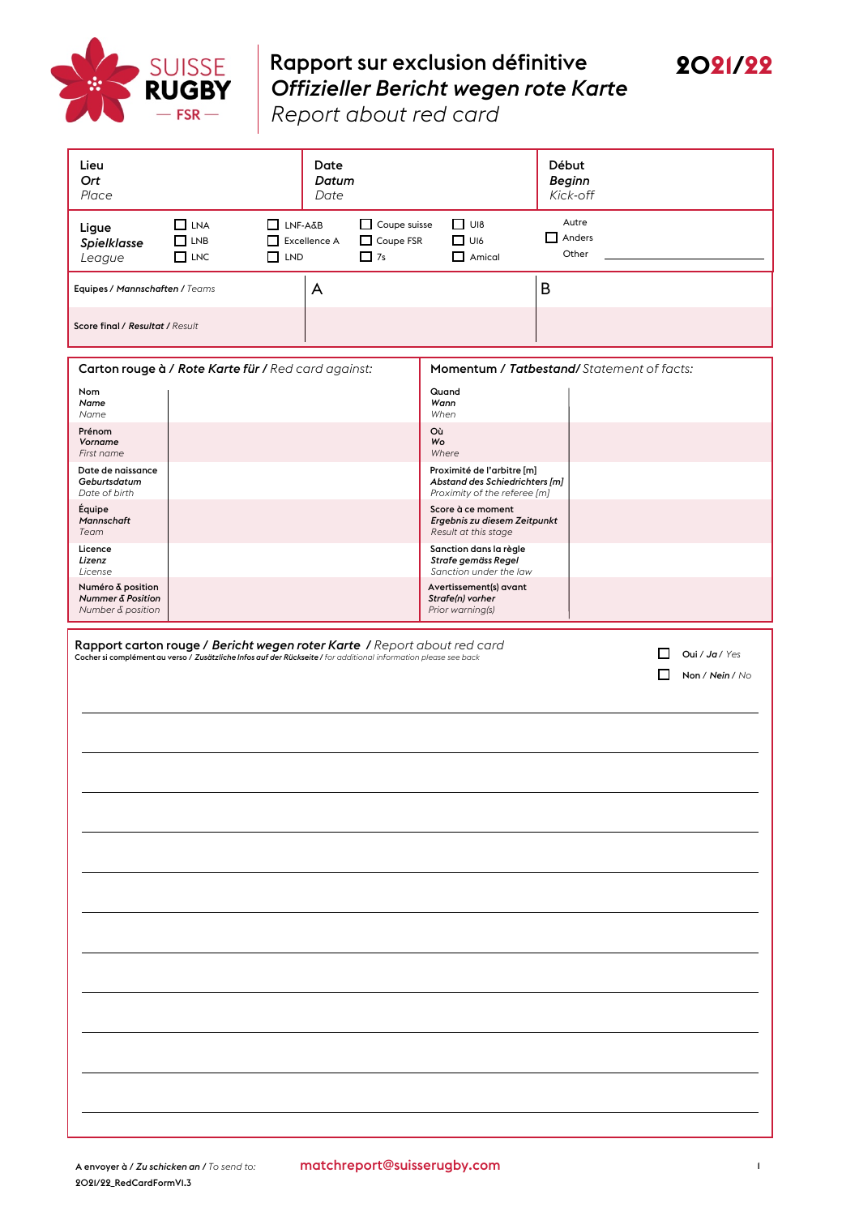SUISSE RUGBY — FSR —

# Rapport sur exclusion définitive
## *Offizieller Bericht wegen rote Karte*
## Report about red card

**2021/22**

| Lieu *Ort* Place | Date *Datum* Date | Début *Beginn* Kick-off |
|---|---|---|

**Ligue** *Spielklasse* League

- ☐ LNA ☐ LNB ☐ LNC
- ☐ LNF-A&B ☐ Excellence A ☐ LND
- ☐ Coupe suisse ☐ Coupe FSR ☐ 7s
- ☐ U18 ☐ U16 ☐ Amical
- ☐ Autre *Anders* Other ____________________

| | | |
|---|---|---|
| Equipes / *Mannschaften* / Teams | A | B |
| Score final / *Resultat* / Result | | |

| Carton rouge à / *Rote Karte für* / Red card against: | | Momentum / *Tatbestand*/ Statement of facts: | |
|---|---|---|---|
| Nom *Name* Name | | Quand *Wann* When | |
| Prénom *Vorname* First name | | Où *Wo* Where | |
| Date de naissance *Geburtsdatum* Date of birth | | Proximité de l'arbitre [m] *Abstand des Schiedrichters [m]* Proximity of the referee [m] | |
| Équipe *Mannschaft* Team | | Score à ce moment *Ergebnis zu diesem Zeitpunkt* Result at this stage | |
| Licence *Lizenz* License | | Sanction dans la règle *Strafe gemäss Regel* Sanction under the law | |
| Numéro & position *Nummer & Position* Number & position | | Avertissement(s) avant *Strafe(n) vorher* Prior warning(s) | |

**Rapport carton rouge /** ***Bericht wegen roter Karte*** **/** Report about red card

Cocher si complément au verso / *Zusätzliche Infos auf der Rückseite* / for additional information please see back

- ☐ Oui / *Ja* / Yes
- ☐ Non / *Nein* / No

A envoyer à / *Zu schicken an* / To send to: **matchreport@suisserugby.com**

2021/22_RedCardFormV1.3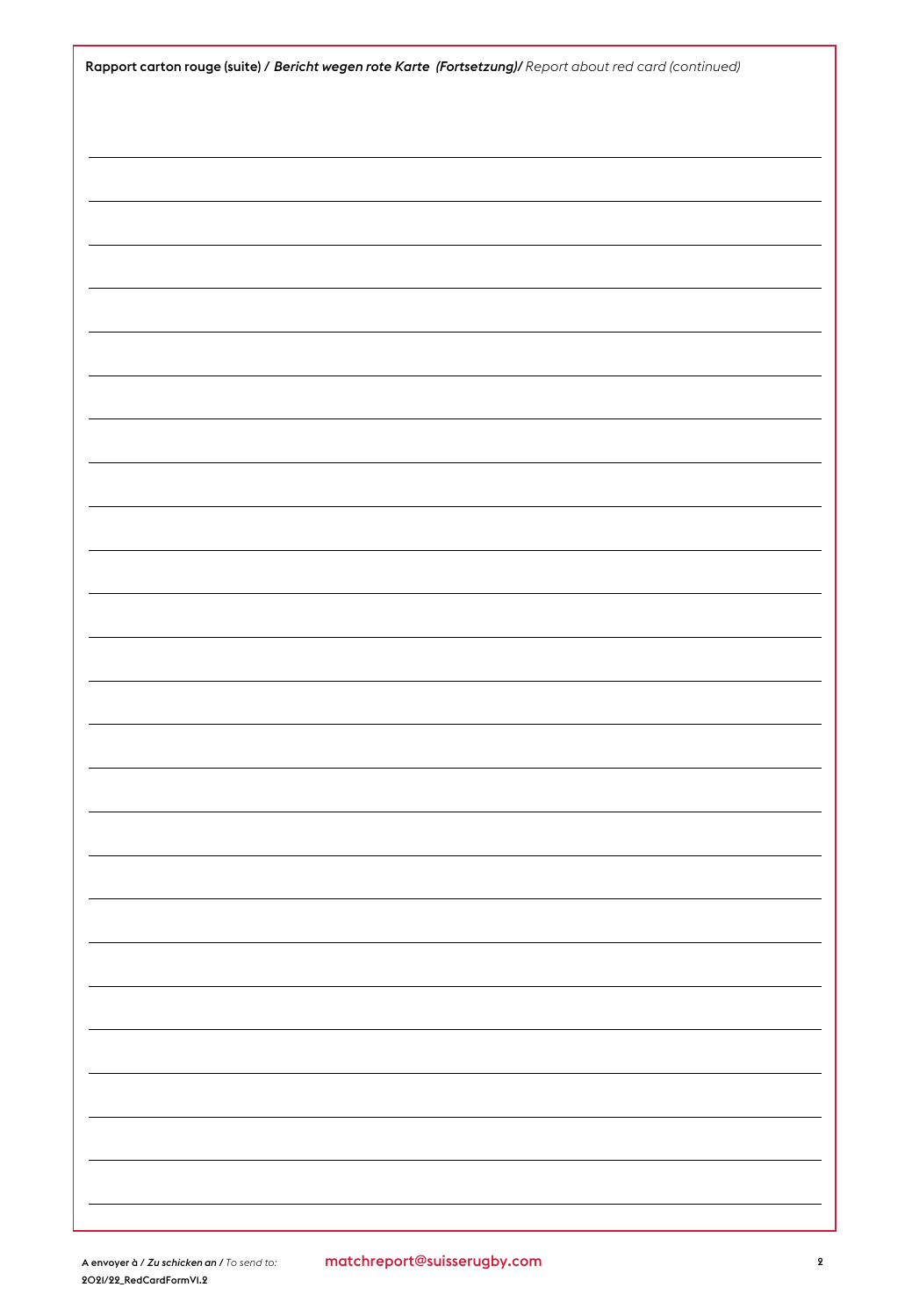**Rapport carton rouge (suite) /** ***Bericht wegen rote Karte (Fortsetzung)/*** *Report about red card (continued)*

**A envoyer à /** ***Zu schicken an /*** *To send to:* **matchreport@suisserugby.com**

**2021/22_RedCardFormV1.2**